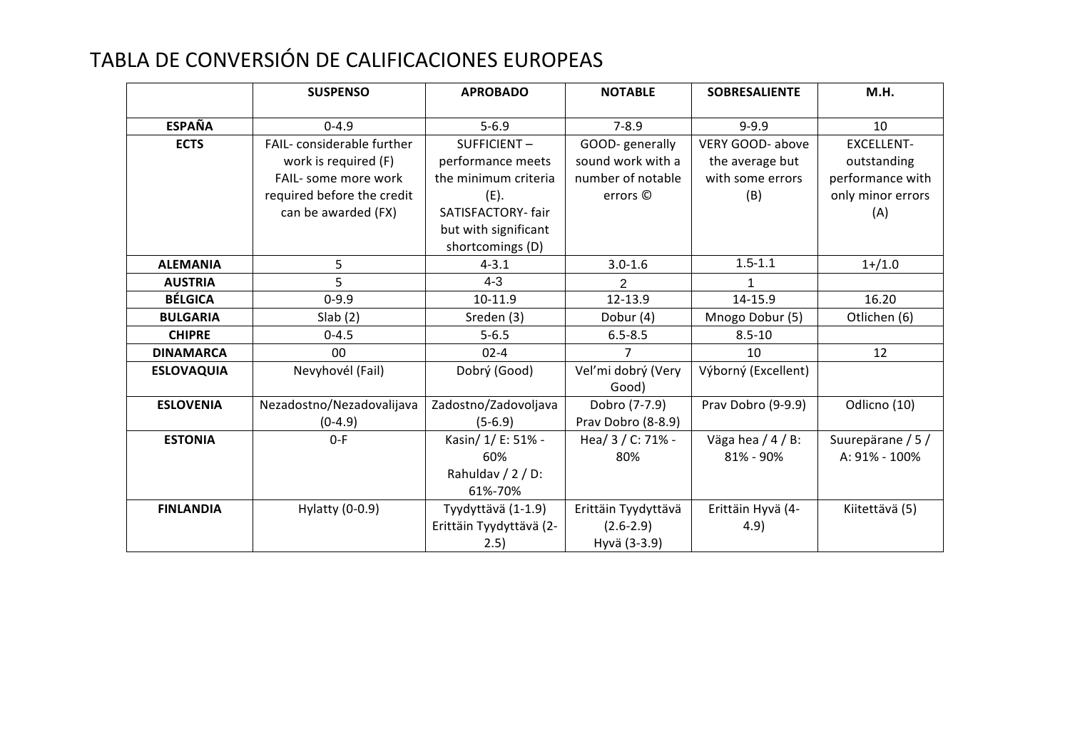# TABLA DE CONVERSIÓN DE CALIFICACIONES EUROPEAS

| | SUSPENSO | APROBADO | NOTABLE | SOBRESALIENTE | M.H. |
|---|---|---|---|---|---|
| **ESPAÑA** | 0-4.9 | 5-6.9 | 7-8.9 | 9-9.9 | 10 |
| **ECTS** | FAIL- considerable further work is required (F) FAIL- some more work required before the credit can be awarded (FX) | SUFFICIENT – performance meets the minimum criteria (E). SATISFACTORY- fair but with significant shortcomings (D) | GOOD- generally sound work with a number of notable errors © | VERY GOOD- above the average but with some errors (B) | EXCELLENT- outstanding performance with only minor errors (A) |
| **ALEMANIA** | 5 | 4-3.1 | 3.0-1.6 | 1.5-1.1 | 1+/1.0 |
| **AUSTRIA** | 5 | 4-3 | 2 | 1 | |
| **BÉLGICA** | 0-9.9 | 10-11.9 | 12-13.9 | 14-15.9 | 16.20 |
| **BULGARIA** | Slab (2) | Sreden (3) | Dobur (4) | Mnogo Dobur (5) | Otlichen (6) |
| **CHIPRE** | 0-4.5 | 5-6.5 | 6.5-8.5 | 8.5-10 | |
| **DINAMARCA** | 00 | 02-4 | 7 | 10 | 12 |
| **ESLOVAQUIA** | Nevyhovél (Fail) | Dobrý (Good) | Vel'mi dobrý (Very Good) | Výborný (Excellent) | |
| **ESLOVENIA** | Nezadostno/Nezadovalijava (0-4.9) | Zadostno/Zadovoljava (5-6.9) | Dobro (7-7.9) Prav Dobro (8-8.9) | Prav Dobro (9-9.9) | Odlicno (10) |
| **ESTONIA** | 0-F | Kasin/ 1/ E: 51% - 60% Rahuldav / 2 / D: 61%-70% | Hea/ 3 / C: 71% - 80% | Väga hea / 4 / B: 81% - 90% | Suurepärane / 5 / A: 91% - 100% |
| **FINLANDIA** | Hylatty (0-0.9) | Tyydyttävä (1-1.9) Erittäin Tyydyttävä (2-2.5) | Erittäin Tyydyttävä (2.6-2.9) Hyvä (3-3.9) | Erittäin Hyvä (4-4.9) | Kiitettävä (5) |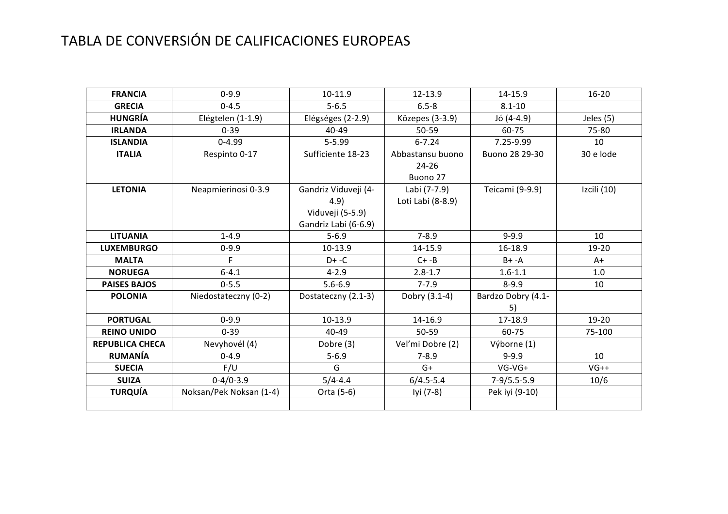# TABLA DE CONVERSIÓN DE CALIFICACIONES EUROPEAS

| | | | | | |
|---|---|---|---|---|---|
| **FRANCIA** | 0-9.9 | 10-11.9 | 12-13.9 | 14-15.9 | 16-20 |
| **GRECIA** | 0-4.5 | 5-6.5 | 6.5-8 | 8.1-10 | |
| **HUNGRÍA** | Elégtelen (1-1.9) | Elégséges (2-2.9) | Közepes (3-3.9) | Jó (4-4.9) | Jeles (5) |
| **IRLANDA** | 0-39 | 40-49 | 50-59 | 60-75 | 75-80 |
| **ISLANDIA** | 0-4.99 | 5-5.99 | 6-7.24 | 7.25-9.99 | 10 |
| **ITALIA** | Respinto 0-17 | Sufficiente 18-23 | Abbastansu buono 24-26 Buono 27 | Buono 28 29-30 | 30 e lode |
| **LETONIA** | Neapmierinosi 0-3.9 | Gandriz Viduveji (4-4.9) Viduveji (5-5.9) Gandriz Labi (6-6.9) | Labi (7-7.9) Loti Labi (8-8.9) | Teicami (9-9.9) | Izcili (10) |
| **LITUANIA** | 1-4.9 | 5-6.9 | 7-8.9 | 9-9.9 | 10 |
| **LUXEMBURGO** | 0-9.9 | 10-13.9 | 14-15.9 | 16-18.9 | 19-20 |
| **MALTA** | F | D+ -C | C+ -B | B+ -A | A+ |
| **NORUEGA** | 6-4.1 | 4-2.9 | 2.8-1.7 | 1.6-1.1 | 1.0 |
| **PAISES BAJOS** | 0-5.5 | 5.6-6.9 | 7-7.9 | 8-9.9 | 10 |
| **POLONIA** | Niedostateczny (0-2) | Dostateczny (2.1-3) | Dobry (3.1-4) | Bardzo Dobry (4.1-5) | |
| **PORTUGAL** | 0-9.9 | 10-13.9 | 14-16.9 | 17-18.9 | 19-20 |
| **REINO UNIDO** | 0-39 | 40-49 | 50-59 | 60-75 | 75-100 |
| **REPUBLICA CHECA** | Nevyhovél (4) | Dobre (3) | Vel'mi Dobre (2) | Výborne (1) | |
| **RUMANÍA** | 0-4.9 | 5-6.9 | 7-8.9 | 9-9.9 | 10 |
| **SUECIA** | F/U | G | G+ | VG-VG+ | VG++ |
| **SUIZA** | 0-4/0-3.9 | 5/4-4.4 | 6/4.5-5.4 | 7-9/5.5-5.9 | 10/6 |
| **TURQUÍA** | Noksan/Pek Noksan (1-4) | Orta (5-6) | Iyi (7-8) | Pek iyi (9-10) | |
| | | | | | |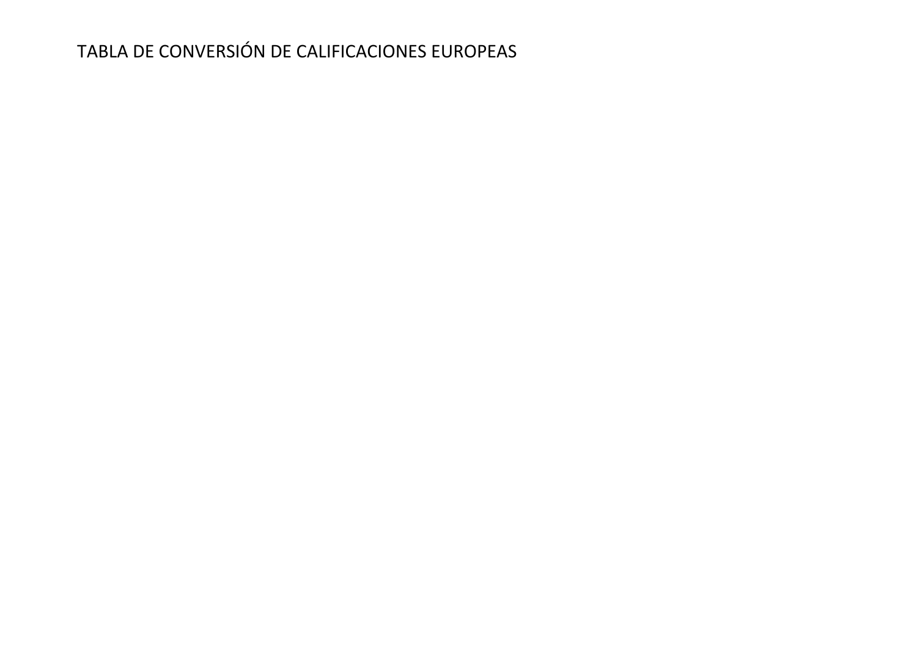TABLA DE CONVERSIÓN DE CALIFICACIONES EUROPEAS